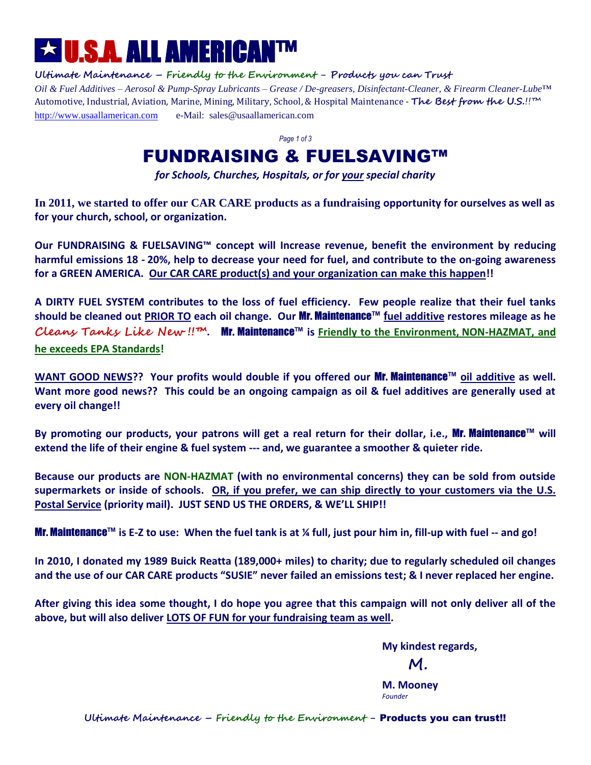# ★ U.S.A. ALL AMERICAN™

**Ultimate Maintenance – Friendly to the Environment – Products you can Trust**

*Oil & Fuel Additives – Aerosol & Pump-Spray Lubricants – Grease / De-greasers, Disinfectant-Cleaner, & Firearm Cleaner-Lube™*

Automotive, Industrial, Aviation, Marine, Mining, Military, School, & Hospital Maintenance - **The Best from the U.S.!!™**

http://www.usaallamerican.com e-Mail: sales@usaallamerican.com

## FUNDRAISING & FUELSAVING™

***for Schools, Churches, Hospitals, or for your special charity***

**In 2011, we started to offer our CAR CARE products as a fundraising opportunity for ourselves as well as for your church, school, or organization.**

**Our FUNDRAISING & FUELSAVING™ concept will Increase revenue, benefit the environment by reducing harmful emissions 18 - 20%, help to decrease your need for fuel, and contribute to the on-going awareness for a GREEN AMERICA. Our CAR CARE product(s) and your organization can make this happen!!**

**A DIRTY FUEL SYSTEM contributes to the loss of fuel efficiency. Few people realize that their fuel tanks should be cleaned out PRIOR TO each oil change. Our Mr. Maintenance™ fuel additive restores mileage as he *Cleans Tanks Like New!!™*. Mr. Maintenance™ is Friendly to the Environment, NON-HAZMAT, and he exceeds EPA Standards!**

**WANT GOOD NEWS?? Your profits would double if you offered our Mr. Maintenance™ oil additive as well. Want more good news?? This could be an ongoing campaign as oil & fuel additives are generally used at every oil change!!**

**By promoting our products, your patrons will get a real return for their dollar, i.e., Mr. Maintenance™ will extend the life of their engine & fuel system --- and, we guarantee a smoother & quieter ride.**

**Because our products are NON-HAZMAT (with no environmental concerns) they can be sold from outside supermarkets or inside of schools. OR, if you prefer, we can ship directly to your customers via the U.S. Postal Service (priority mail). JUST SEND US THE ORDERS, & WE'LL SHIP!!**

**Mr. Maintenance™ is E-Z to use: When the fuel tank is at ¼ full, just pour him in, fill-up with fuel -- and go!**

**In 2010, I donated my 1989 Buick Reatta (189,000+ miles) to charity; due to regularly scheduled oil changes and the use of our CAR CARE products "SUSIE" never failed an emissions test; & I never replaced her engine.**

**After giving this idea some thought, I do hope you agree that this campaign will not only deliver all of the above, but will also deliver LOTS OF FUN for your fundraising team as well.**

**My kindest regards,**

**M.**

**M. Mooney**
*Founder*

**Ultimate Maintenance – Friendly to the Environment – Products you can trust!!**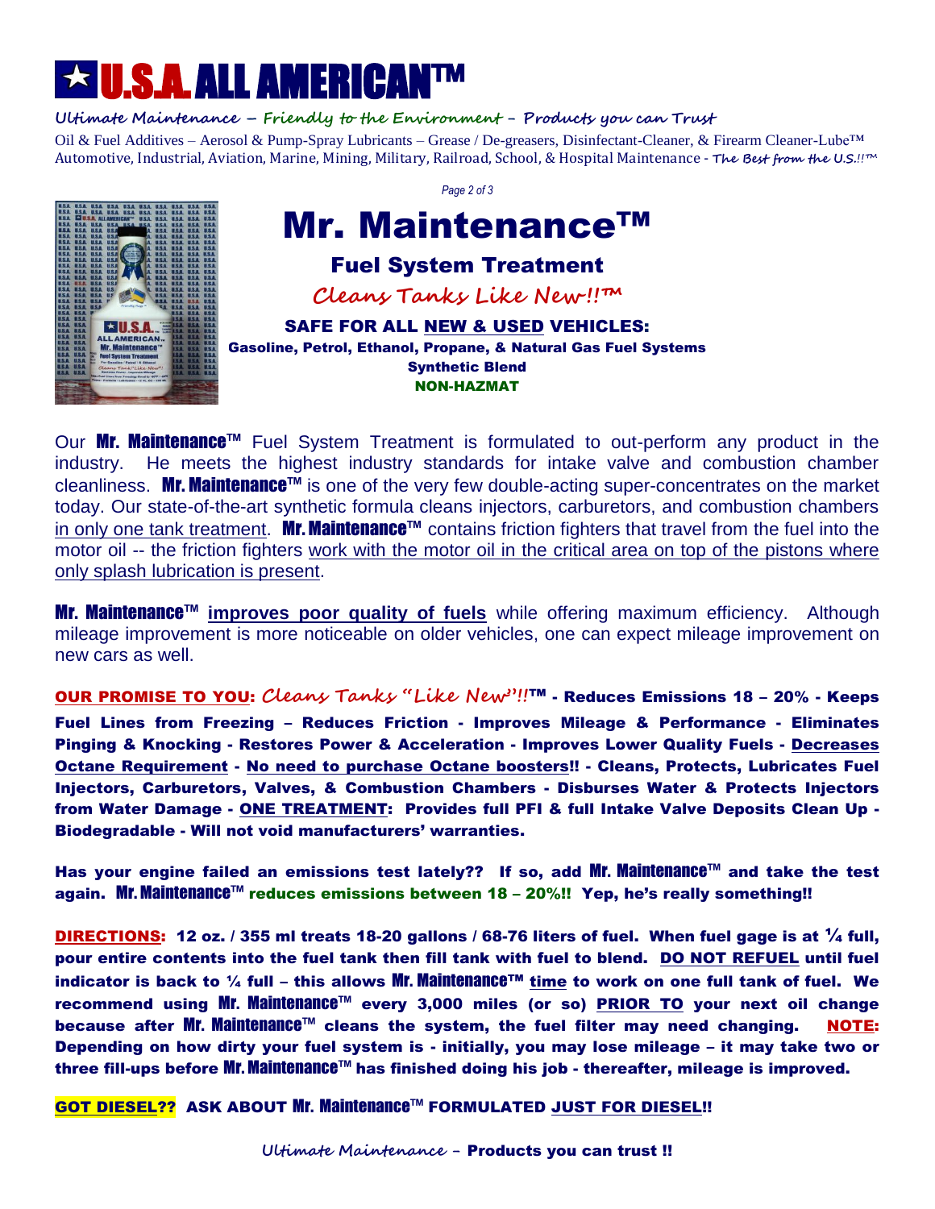# ★U.S.A. ALL AMERICAN™

**Ultimate Maintenance – Friendly to the Environment – Products you can Trust**

Oil & Fuel Additives – Aerosol & Pump-Spray Lubricants – Grease / De-greasers, Disinfectant-Cleaner, & Firearm Cleaner-Lube™
Automotive, Industrial, Aviation, Marine, Mining, Military, Railroad, School, & Hospital Maintenance - *The Best from the U.S.!!™*

# Mr. Maintenance™

## Fuel System Treatment

### *Cleans Tanks Like New!!™*

**SAFE FOR ALL NEW & USED VEHICLES:**
**Gasoline, Petrol, Ethanol, Propane, & Natural Gas Fuel Systems**
**Synthetic Blend**
**NON-HAZMAT**

Our **Mr. Maintenance™** Fuel System Treatment is formulated to out-perform any product in the industry. He meets the highest industry standards for intake valve and combustion chamber cleanliness. **Mr. Maintenance™** is one of the very few double-acting super-concentrates on the market today. Our state-of-the-art synthetic formula cleans injectors, carburetors, and combustion chambers in only one tank treatment. **Mr. Maintenance™** contains friction fighters that travel from the fuel into the motor oil -- the friction fighters work with the motor oil in the critical area on top of the pistons where only splash lubrication is present.

**Mr. Maintenance™** **improves poor quality of fuels** while offering maximum efficiency. Although mileage improvement is more noticeable on older vehicles, one can expect mileage improvement on new cars as well.

**OUR PROMISE TO YOU: *Cleans Tanks "Like New"!!™* - Reduces Emissions 18 – 20% - Keeps Fuel Lines from Freezing – Reduces Friction - Improves Mileage & Performance - Eliminates Pinging & Knocking - Restores Power & Acceleration - Improves Lower Quality Fuels - Decreases Octane Requirement - No need to purchase Octane boosters!! - Cleans, Protects, Lubricates Fuel Injectors, Carburetors, Valves, & Combustion Chambers - Disburses Water & Protects Injectors from Water Damage - ONE TREATMENT: Provides full PFI & full Intake Valve Deposits Clean Up - Biodegradable - Will not void manufacturers' warranties.**

**Has your engine failed an emissions test lately?? If so, add Mr. Maintenance™ and take the test again. Mr. Maintenance™ reduces emissions between 18 – 20%!! Yep, he's really something!!**

**DIRECTIONS: 12 oz. / 355 ml treats 18-20 gallons / 68-76 liters of fuel. When fuel gage is at ¼ full, pour entire contents into the fuel tank then fill tank with fuel to blend. DO NOT REFUEL until fuel indicator is back to ¼ full – this allows Mr. Maintenance™ time to work on one full tank of fuel. We recommend using Mr. Maintenance™ every 3,000 miles (or so) PRIOR TO your next oil change because after Mr. Maintenance™ cleans the system, the fuel filter may need changing. NOTE: Depending on how dirty your fuel system is - initially, you may lose mileage – it may take two or three fill-ups before Mr. Maintenance™ has finished doing his job - thereafter, mileage is improved.**

**GOT DIESEL?? ASK ABOUT Mr. Maintenance™ FORMULATED JUST FOR DIESEL!!**

***Ultimate Maintenance* – Products you can trust !!**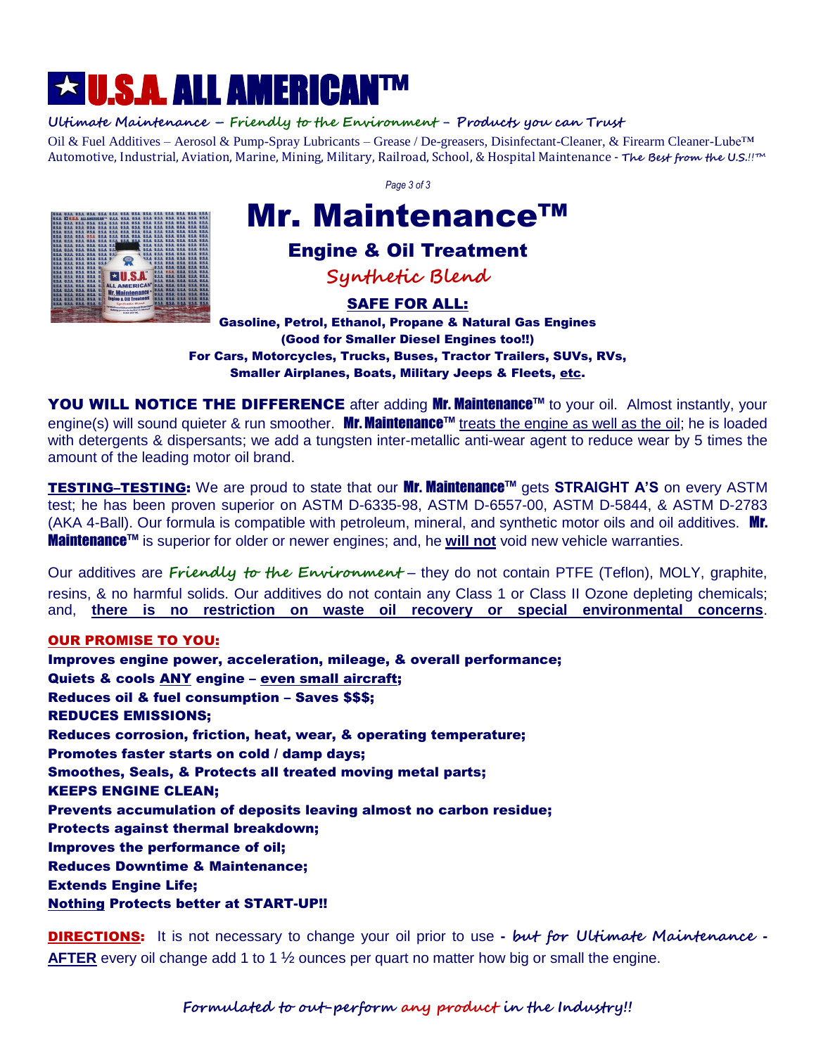# U.S.A. ALL AMERICAN™

**Ultimate Maintenance – Friendly to the Environment – Products you can Trust**

Oil & Fuel Additives – Aerosol & Pump-Spray Lubricants – Grease / De-greasers, Disinfectant-Cleaner, & Firearm Cleaner-Lube™
Automotive, Industrial, Aviation, Marine, Mining, Military, Railroad, School, & Hospital Maintenance - *The Best from the U.S.!!™*

# Mr. Maintenance™

## Engine & Oil Treatment

### Synthetic Blend

**SAFE FOR ALL:**

**Gasoline, Petrol, Ethanol, Propane & Natural Gas Engines**
**(Good for Smaller Diesel Engines too!!)**
**For Cars, Motorcycles, Trucks, Buses, Tractor Trailers, SUVs, RVs, Smaller Airplanes, Boats, Military Jeeps & Fleets, etc.**

**YOU WILL NOTICE THE DIFFERENCE** after adding **Mr. Maintenance™** to your oil. Almost instantly, your engine(s) will sound quieter & run smoother. **Mr. Maintenance™** treats the engine as well as the oil; he is loaded with detergents & dispersants; we add a tungsten inter-metallic anti-wear agent to reduce wear by 5 times the amount of the leading motor oil brand.

**TESTING–TESTING:** We are proud to state that our **Mr. Maintenance™** gets **STRAIGHT A'S** on every ASTM test; he has been proven superior on ASTM D-6335-98, ASTM D-6557-00, ASTM D-5844, & ASTM D-2783 (AKA 4-Ball). Our formula is compatible with petroleum, mineral, and synthetic motor oils and oil additives. **Mr. Maintenance™** is superior for older or newer engines; and, he **will not** void new vehicle warranties.

Our additives are ***Friendly to the Environment*** – they do not contain PTFE (Teflon), MOLY, graphite, resins, & no harmful solids. Our additives do not contain any Class 1 or Class II Ozone depleting chemicals; and, **there is no restriction on waste oil recovery or special environmental concerns**.

**OUR PROMISE TO YOU:**

**Improves engine power, acceleration, mileage, & overall performance;**
**Quiets & cools ANY engine – even small aircraft;**
**Reduces oil & fuel consumption – Saves $$$;**
**REDUCES EMISSIONS;**
**Reduces corrosion, friction, heat, wear, & operating temperature;**
**Promotes faster starts on cold / damp days;**
**Smoothes, Seals, & Protects all treated moving metal parts;**
**KEEPS ENGINE CLEAN;**
**Prevents accumulation of deposits leaving almost no carbon residue;**
**Protects against thermal breakdown;**
**Improves the performance of oil;**
**Reduces Downtime & Maintenance;**
**Extends Engine Life;**
**Nothing Protects better at START-UP!!**

**DIRECTIONS:** It is not necessary to change your oil prior to use - ***but for Ultimate Maintenance*** - **AFTER** every oil change add 1 to 1 ½ ounces per quart no matter how big or small the engine.

***Formulated to out-perform any product in the Industry!!***